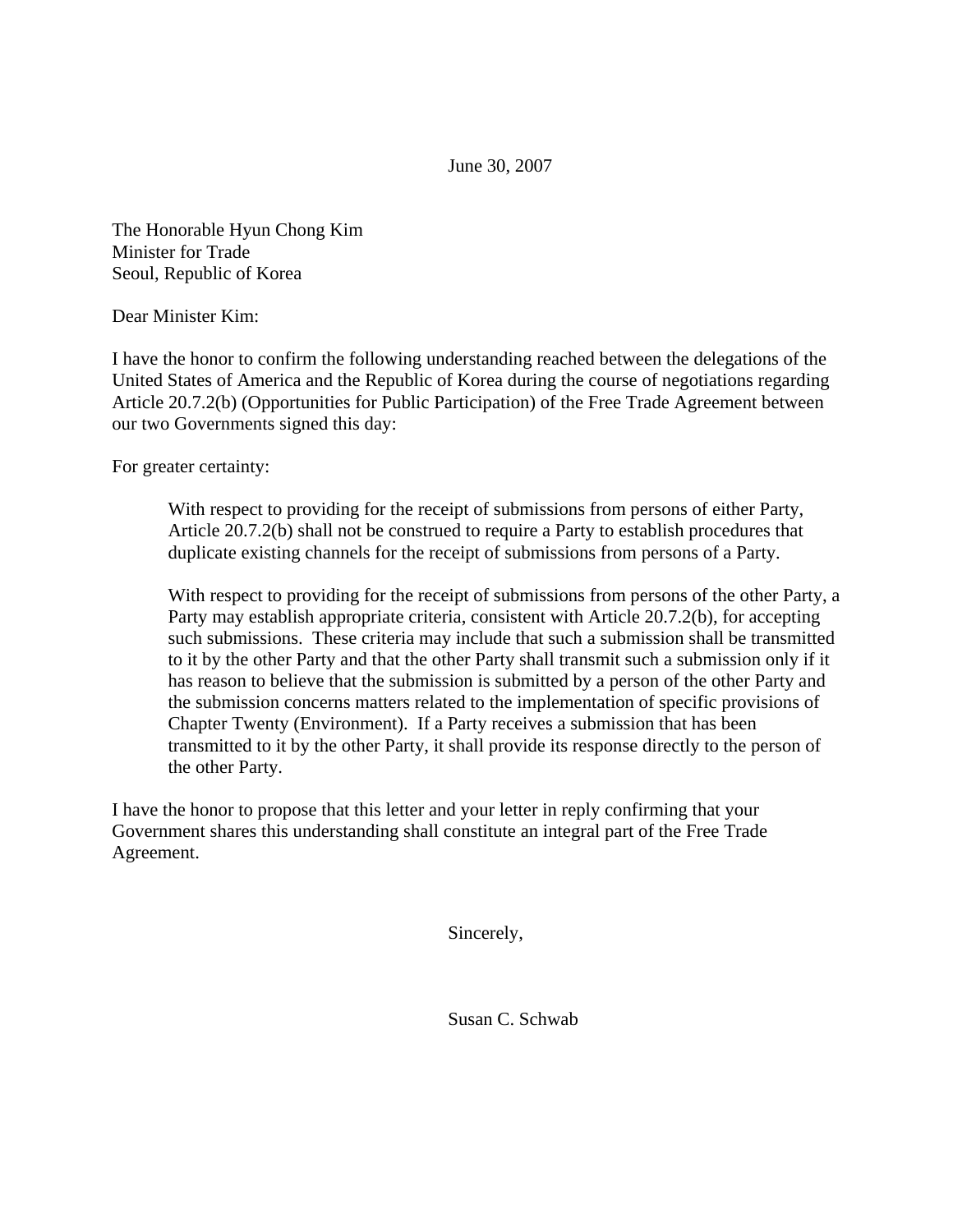June 30, 2007

The Honorable Hyun Chong Kim
Minister for Trade
Seoul, Republic of Korea

Dear Minister Kim:

I have the honor to confirm the following understanding reached between the delegations of the United States of America and the Republic of Korea during the course of negotiations regarding Article 20.7.2(b) (Opportunities for Public Participation) of the Free Trade Agreement between our two Governments signed this day:

For greater certainty:

> With respect to providing for the receipt of submissions from persons of either Party, Article 20.7.2(b) shall not be construed to require a Party to establish procedures that duplicate existing channels for the receipt of submissions from persons of a Party.
>
> With respect to providing for the receipt of submissions from persons of the other Party, a Party may establish appropriate criteria, consistent with Article 20.7.2(b), for accepting such submissions. These criteria may include that such a submission shall be transmitted to it by the other Party and that the other Party shall transmit such a submission only if it has reason to believe that the submission is submitted by a person of the other Party and the submission concerns matters related to the implementation of specific provisions of Chapter Twenty (Environment). If a Party receives a submission that has been transmitted to it by the other Party, it shall provide its response directly to the person of the other Party.

I have the honor to propose that this letter and your letter in reply confirming that your Government shares this understanding shall constitute an integral part of the Free Trade Agreement.

Sincerely,

Susan C. Schwab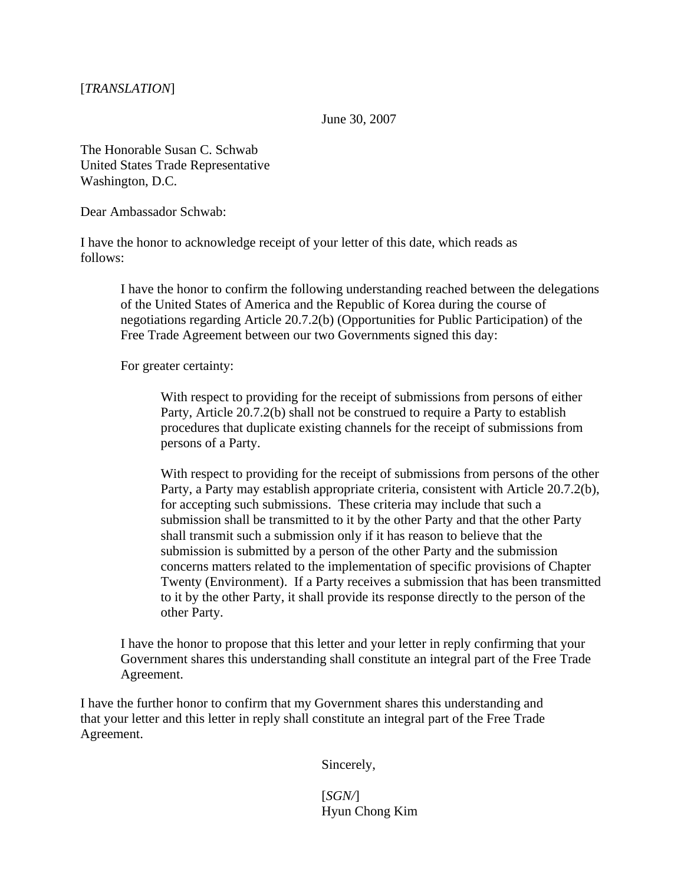[*TRANSLATION*]

June 30, 2007

The Honorable Susan C. Schwab
United States Trade Representative
Washington, D.C.

Dear Ambassador Schwab:

I have the honor to acknowledge receipt of your letter of this date, which reads as follows:

> I have the honor to confirm the following understanding reached between the delegations of the United States of America and the Republic of Korea during the course of negotiations regarding Article 20.7.2(b) (Opportunities for Public Participation) of the Free Trade Agreement between our two Governments signed this day:
>
> For greater certainty:
>
>> With respect to providing for the receipt of submissions from persons of either Party, Article 20.7.2(b) shall not be construed to require a Party to establish procedures that duplicate existing channels for the receipt of submissions from persons of a Party.
>>
>> With respect to providing for the receipt of submissions from persons of the other Party, a Party may establish appropriate criteria, consistent with Article 20.7.2(b), for accepting such submissions. These criteria may include that such a submission shall be transmitted to it by the other Party and that the other Party shall transmit such a submission only if it has reason to believe that the submission is submitted by a person of the other Party and the submission concerns matters related to the implementation of specific provisions of Chapter Twenty (Environment). If a Party receives a submission that has been transmitted to it by the other Party, it shall provide its response directly to the person of the other Party.
>
> I have the honor to propose that this letter and your letter in reply confirming that your Government shares this understanding shall constitute an integral part of the Free Trade Agreement.

I have the further honor to confirm that my Government shares this understanding and that your letter and this letter in reply shall constitute an integral part of the Free Trade Agreement.

Sincerely,

[*SGN/*]
Hyun Chong Kim